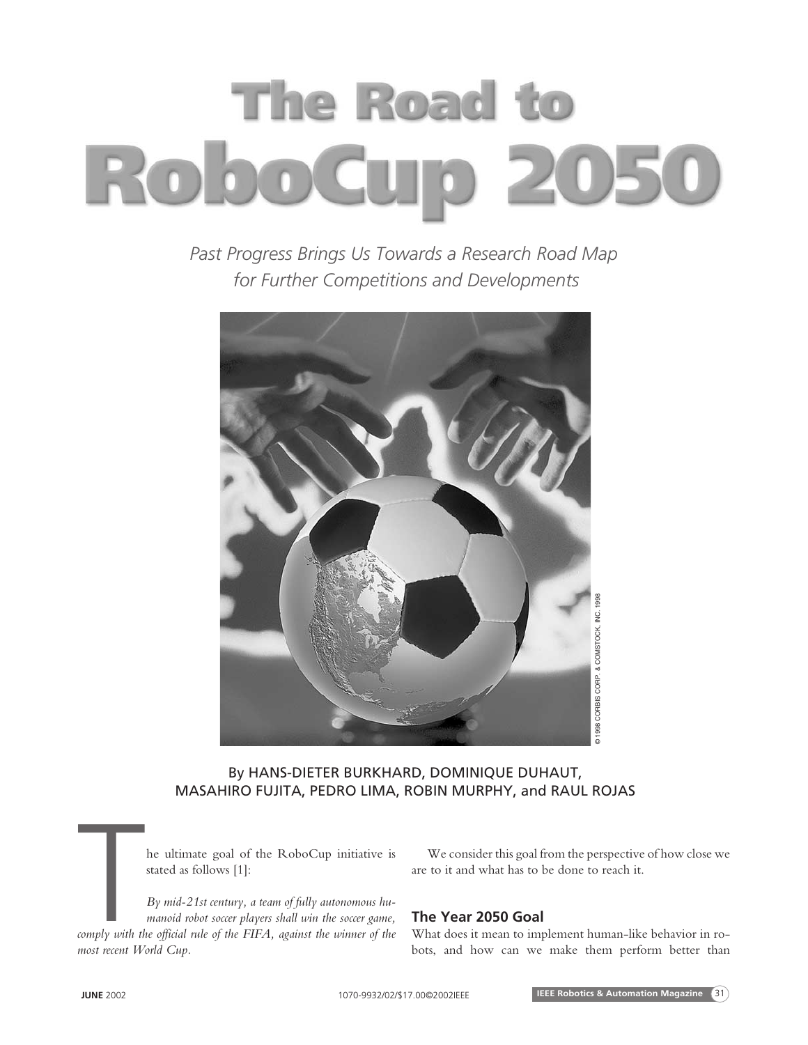# The Road to RoboCup 2050

*Past Progress Brings Us Towards a Research Road Map for Further Competitions and Developments*

By HANS-DIETER BURKHARD, DOMINIQUE DUHAUT, MASAHIRO FUJITA, PEDRO LIMA, ROBIN MURPHY, and RAUL ROJAS

The ultimate goal of the RoboCup initiative is stated as follows [1]:

*By mid-21st century, a team of fully autonomous humanoid robot soccer players shall win the soccer game, comply with the official rule of the FIFA, against the winner of the most recent World Cup.*

We consider this goal from the perspective of how close we are to it and what has to be done to reach it.

## The Year 2050 Goal

What does it mean to implement human-like behavior in robots, and how can we make them perform better than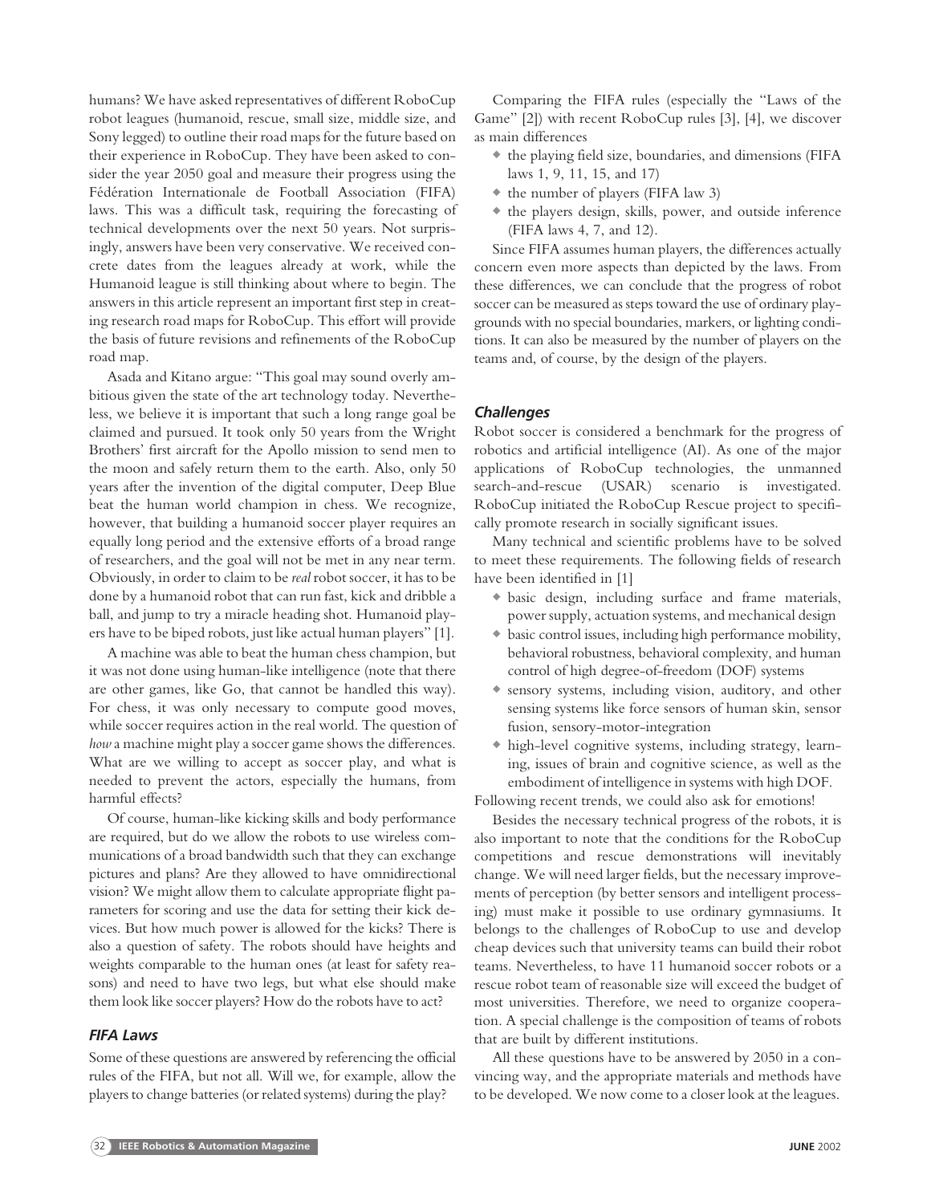humans? We have asked representatives of different RoboCup robot leagues (humanoid, rescue, small size, middle size, and Sony legged) to outline their road maps for the future based on their experience in RoboCup. They have been asked to consider the year 2050 goal and measure their progress using the Fédération Internationale de Football Association (FIFA) laws. This was a difficult task, requiring the forecasting of technical developments over the next 50 years. Not surprisingly, answers have been very conservative. We received concrete dates from the leagues already at work, while the Humanoid league is still thinking about where to begin. The answers in this article represent an important first step in creating research road maps for RoboCup. This effort will provide the basis of future revisions and refinements of the RoboCup road map.

Asada and Kitano argue: "This goal may sound overly ambitious given the state of the art technology today. Nevertheless, we believe it is important that such a long range goal be claimed and pursued. It took only 50 years from the Wright Brothers' first aircraft for the Apollo mission to send men to the moon and safely return them to the earth. Also, only 50 years after the invention of the digital computer, Deep Blue beat the human world champion in chess. We recognize, however, that building a humanoid soccer player requires an equally long period and the extensive efforts of a broad range of researchers, and the goal will not be met in any near term. Obviously, in order to claim to be *real* robot soccer, it has to be done by a humanoid robot that can run fast, kick and dribble a ball, and jump to try a miracle heading shot. Humanoid players have to be biped robots, just like actual human players" [1].

A machine was able to beat the human chess champion, but it was not done using human-like intelligence (note that there are other games, like Go, that cannot be handled this way). For chess, it was only necessary to compute good moves, while soccer requires action in the real world. The question of *how* a machine might play a soccer game shows the differences. What are we willing to accept as soccer play, and what is needed to prevent the actors, especially the humans, from harmful effects?

Of course, human-like kicking skills and body performance are required, but do we allow the robots to use wireless communications of a broad bandwidth such that they can exchange pictures and plans? Are they allowed to have omnidirectional vision? We might allow them to calculate appropriate flight parameters for scoring and use the data for setting their kick devices. But how much power is allowed for the kicks? There is also a question of safety. The robots should have heights and weights comparable to the human ones (at least for safety reasons) and need to have two legs, but what else should make them look like soccer players? How do the robots have to act?

### FIFA Laws

Some of these questions are answered by referencing the official rules of the FIFA, but not all. Will we, for example, allow the players to change batteries (or related systems) during the play?

Comparing the FIFA rules (especially the "Laws of the Game" [2]) with recent RoboCup rules [3], [4], we discover as main differences

- the playing field size, boundaries, and dimensions (FIFA laws 1, 9, 11, 15, and 17)
- the number of players (FIFA law 3)
- the players design, skills, power, and outside inference (FIFA laws 4, 7, and 12).

Since FIFA assumes human players, the differences actually concern even more aspects than depicted by the laws. From these differences, we can conclude that the progress of robot soccer can be measured as steps toward the use of ordinary playgrounds with no special boundaries, markers, or lighting conditions. It can also be measured by the number of players on the teams and, of course, by the design of the players.

### Challenges

Robot soccer is considered a benchmark for the progress of robotics and artificial intelligence (AI). As one of the major applications of RoboCup technologies, the unmanned search-and-rescue (USAR) scenario is investigated. RoboCup initiated the RoboCup Rescue project to specifically promote research in socially significant issues.

Many technical and scientific problems have to be solved to meet these requirements. The following fields of research have been identified in [1]

- basic design, including surface and frame materials, power supply, actuation systems, and mechanical design
- basic control issues, including high performance mobility, behavioral robustness, behavioral complexity, and human control of high degree-of-freedom (DOF) systems
- sensory systems, including vision, auditory, and other sensing systems like force sensors of human skin, sensor fusion, sensory-motor-integration
- high-level cognitive systems, including strategy, learning, issues of brain and cognitive science, as well as the embodiment of intelligence in systems with high DOF.

Following recent trends, we could also ask for emotions!

Besides the necessary technical progress of the robots, it is also important to note that the conditions for the RoboCup competitions and rescue demonstrations will inevitably change. We will need larger fields, but the necessary improvements of perception (by better sensors and intelligent processing) must make it possible to use ordinary gymnasiums. It belongs to the challenges of RoboCup to use and develop cheap devices such that university teams can build their robot teams. Nevertheless, to have 11 humanoid soccer robots or a rescue robot team of reasonable size will exceed the budget of most universities. Therefore, we need to organize cooperation. A special challenge is the composition of teams of robots that are built by different institutions.

All these questions have to be answered by 2050 in a convincing way, and the appropriate materials and methods have to be developed. We now come to a closer look at the leagues.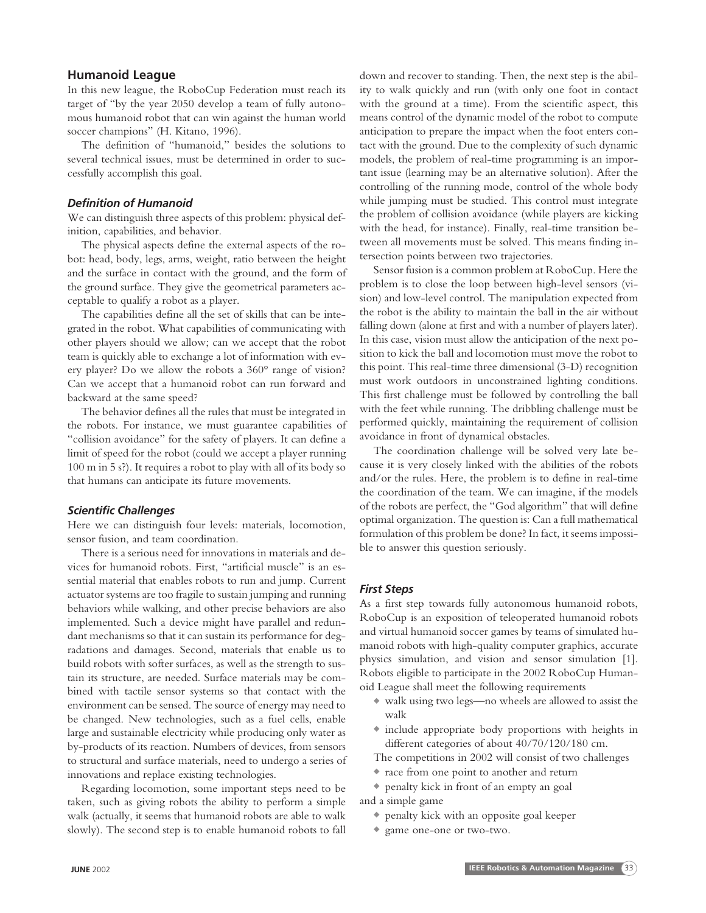## Humanoid League

In this new league, the RoboCup Federation must reach its target of "by the year 2050 develop a team of fully autonomous humanoid robot that can win against the human world soccer champions" (H. Kitano, 1996).

The definition of "humanoid," besides the solutions to several technical issues, must be determined in order to successfully accomplish this goal.

### *Definition of Humanoid*

We can distinguish three aspects of this problem: physical definition, capabilities, and behavior.

The physical aspects define the external aspects of the robot: head, body, legs, arms, weight, ratio between the height and the surface in contact with the ground, and the form of the ground surface. They give the geometrical parameters acceptable to qualify a robot as a player.

The capabilities define all the set of skills that can be integrated in the robot. What capabilities of communicating with other players should we allow; can we accept that the robot team is quickly able to exchange a lot of information with every player? Do we allow the robots a 360° range of vision? Can we accept that a humanoid robot can run forward and backward at the same speed?

The behavior defines all the rules that must be integrated in the robots. For instance, we must guarantee capabilities of "collision avoidance" for the safety of players. It can define a limit of speed for the robot (could we accept a player running 100 m in 5 s?). It requires a robot to play with all of its body so that humans can anticipate its future movements.

### *Scientific Challenges*

Here we can distinguish four levels: materials, locomotion, sensor fusion, and team coordination.

There is a serious need for innovations in materials and devices for humanoid robots. First, "artificial muscle" is an essential material that enables robots to run and jump. Current actuator systems are too fragile to sustain jumping and running behaviors while walking, and other precise behaviors are also implemented. Such a device might have parallel and redundant mechanisms so that it can sustain its performance for degradations and damages. Second, materials that enable us to build robots with softer surfaces, as well as the strength to sustain its structure, are needed. Surface materials may be combined with tactile sensor systems so that contact with the environment can be sensed. The source of energy may need to be changed. New technologies, such as a fuel cells, enable large and sustainable electricity while producing only water as by-products of its reaction. Numbers of devices, from sensors to structural and surface materials, need to undergo a series of innovations and replace existing technologies.

Regarding locomotion, some important steps need to be taken, such as giving robots the ability to perform a simple walk (actually, it seems that humanoid robots are able to walk slowly). The second step is to enable humanoid robots to fall down and recover to standing. Then, the next step is the ability to walk quickly and run (with only one foot in contact with the ground at a time). From the scientific aspect, this means control of the dynamic model of the robot to compute anticipation to prepare the impact when the foot enters contact with the ground. Due to the complexity of such dynamic models, the problem of real-time programming is an important issue (learning may be an alternative solution). After the controlling of the running mode, control of the whole body while jumping must be studied. This control must integrate the problem of collision avoidance (while players are kicking with the head, for instance). Finally, real-time transition between all movements must be solved. This means finding intersection points between two trajectories.

Sensor fusion is a common problem at RoboCup. Here the problem is to close the loop between high-level sensors (vision) and low-level control. The manipulation expected from the robot is the ability to maintain the ball in the air without falling down (alone at first and with a number of players later). In this case, vision must allow the anticipation of the next position to kick the ball and locomotion must move the robot to this point. This real-time three dimensional (3-D) recognition must work outdoors in unconstrained lighting conditions. This first challenge must be followed by controlling the ball with the feet while running. The dribbling challenge must be performed quickly, maintaining the requirement of collision avoidance in front of dynamical obstacles.

The coordination challenge will be solved very late because it is very closely linked with the abilities of the robots and/or the rules. Here, the problem is to define in real-time the coordination of the team. We can imagine, if the models of the robots are perfect, the "God algorithm" that will define optimal organization. The question is: Can a full mathematical formulation of this problem be done? In fact, it seems impossible to answer this question seriously.

### *First Steps*

As a first step towards fully autonomous humanoid robots, RoboCup is an exposition of teleoperated humanoid robots and virtual humanoid soccer games by teams of simulated humanoid robots with high-quality computer graphics, accurate physics simulation, and vision and sensor simulation [1]. Robots eligible to participate in the 2002 RoboCup Humanoid League shall meet the following requirements

- walk using two legs—no wheels are allowed to assist the walk
- include appropriate body proportions with heights in different categories of about 40/70/120/180 cm.

The competitions in 2002 will consist of two challenges

- race from one point to another and return
- penalty kick in front of an empty an goal

and a simple game

- penalty kick with an opposite goal keeper
- game one-one or two-two.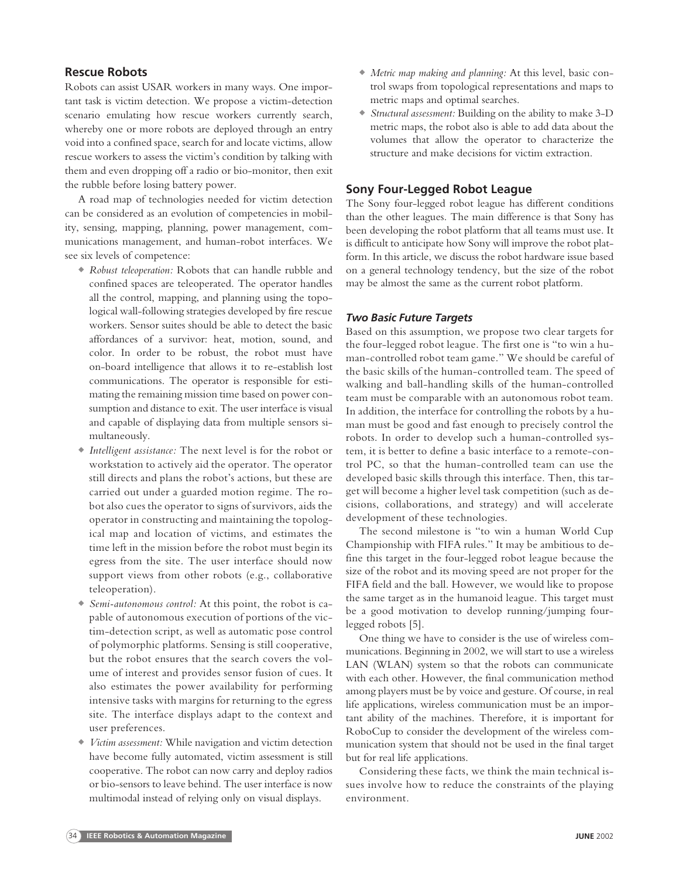## Rescue Robots

Robots can assist USAR workers in many ways. One important task is victim detection. We propose a victim-detection scenario emulating how rescue workers currently search, whereby one or more robots are deployed through an entry void into a confined space, search for and locate victims, allow rescue workers to assess the victim's condition by talking with them and even dropping off a radio or bio-monitor, then exit the rubble before losing battery power.

A road map of technologies needed for victim detection can be considered as an evolution of competencies in mobility, sensing, mapping, planning, power management, communications management, and human-robot interfaces. We see six levels of competence:

- *Robust teleoperation:* Robots that can handle rubble and confined spaces are teleoperated. The operator handles all the control, mapping, and planning using the topological wall-following strategies developed by fire rescue workers. Sensor suites should be able to detect the basic affordances of a survivor: heat, motion, sound, and color. In order to be robust, the robot must have on-board intelligence that allows it to re-establish lost communications. The operator is responsible for estimating the remaining mission time based on power consumption and distance to exit. The user interface is visual and capable of displaying data from multiple sensors simultaneously.
- *Intelligent assistance:* The next level is for the robot or workstation to actively aid the operator. The operator still directs and plans the robot's actions, but these are carried out under a guarded motion regime. The robot also cues the operator to signs of survivors, aids the operator in constructing and maintaining the topological map and location of victims, and estimates the time left in the mission before the robot must begin its egress from the site. The user interface should now support views from other robots (e.g., collaborative teleoperation).
- *Semi-autonomous control:* At this point, the robot is capable of autonomous execution of portions of the victim-detection script, as well as automatic pose control of polymorphic platforms. Sensing is still cooperative, but the robot ensures that the search covers the volume of interest and provides sensor fusion of cues. It also estimates the power availability for performing intensive tasks with margins for returning to the egress site. The interface displays adapt to the context and user preferences.
- *Victim assessment:* While navigation and victim detection have become fully automated, victim assessment is still cooperative. The robot can now carry and deploy radios or bio-sensors to leave behind. The user interface is now multimodal instead of relying only on visual displays.
- *Metric map making and planning:* At this level, basic control swaps from topological representations and maps to metric maps and optimal searches.
- *Structural assessment:* Building on the ability to make 3-D metric maps, the robot also is able to add data about the volumes that allow the operator to characterize the structure and make decisions for victim extraction.

## Sony Four-Legged Robot League

The Sony four-legged robot league has different conditions than the other leagues. The main difference is that Sony has been developing the robot platform that all teams must use. It is difficult to anticipate how Sony will improve the robot platform. In this article, we discuss the robot hardware issue based on a general technology tendency, but the size of the robot may be almost the same as the current robot platform.

### *Two Basic Future Targets*

Based on this assumption, we propose two clear targets for the four-legged robot league. The first one is "to win a human-controlled robot team game." We should be careful of the basic skills of the human-controlled team. The speed of walking and ball-handling skills of the human-controlled team must be comparable with an autonomous robot team. In addition, the interface for controlling the robots by a human must be good and fast enough to precisely control the robots. In order to develop such a human-controlled system, it is better to define a basic interface to a remote-control PC, so that the human-controlled team can use the developed basic skills through this interface. Then, this target will become a higher level task competition (such as decisions, collaborations, and strategy) and will accelerate development of these technologies.

The second milestone is "to win a human World Cup Championship with FIFA rules." It may be ambitious to define this target in the four-legged robot league because the size of the robot and its moving speed are not proper for the FIFA field and the ball. However, we would like to propose the same target as in the humanoid league. This target must be a good motivation to develop running/jumping four-legged robots [5].

One thing we have to consider is the use of wireless communications. Beginning in 2002, we will start to use a wireless LAN (WLAN) system so that the robots can communicate with each other. However, the final communication method among players must be by voice and gesture. Of course, in real life applications, wireless communication must be an important ability of the machines. Therefore, it is important for RoboCup to consider the development of the wireless communication system that should not be used in the final target but for real life applications.

Considering these facts, we think the main technical issues involve how to reduce the constraints of the playing environment.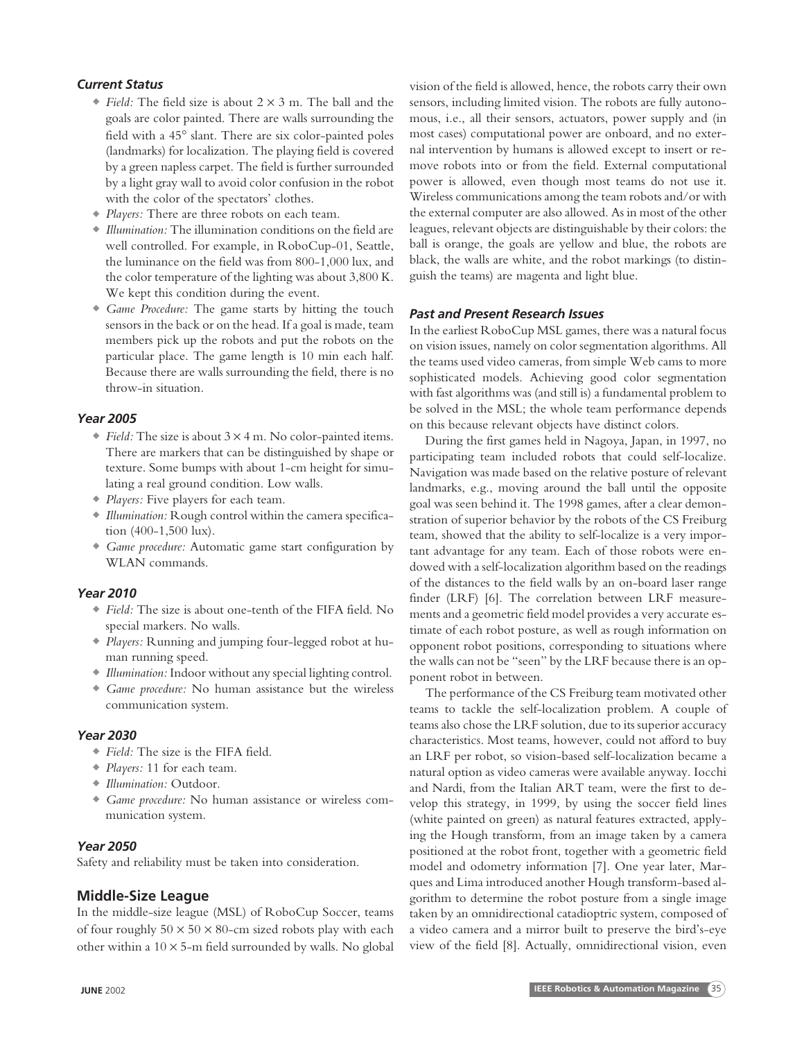### *Current Status*

- *Field:* The field size is about $2 \times 3$ m. The ball and the goals are color painted. There are walls surrounding the field with a 45° slant. There are six color-painted poles (landmarks) for localization. The playing field is covered by a green napless carpet. The field is further surrounded by a light gray wall to avoid color confusion in the robot with the color of the spectators' clothes.
- *Players:* There are three robots on each team.
- *Illumination:* The illumination conditions on the field are well controlled. For example, in RoboCup-01, Seattle, the luminance on the field was from 800-1,000 lux, and the color temperature of the lighting was about 3,800 K. We kept this condition during the event.
- *Game Procedure:* The game starts by hitting the touch sensors in the back or on the head. If a goal is made, team members pick up the robots and put the robots on the particular place. The game length is 10 min each half. Because there are walls surrounding the field, there is no throw-in situation.

### *Year 2005*

- *Field:* The size is about $3 \times 4$ m. No color-painted items. There are markers that can be distinguished by shape or texture. Some bumps with about 1-cm height for simulating a real ground condition. Low walls.
- *Players:* Five players for each team.
- *Illumination:* Rough control within the camera specification (400-1,500 lux).
- *Game procedure:* Automatic game start configuration by WLAN commands.

### *Year 2010*

- *Field:* The size is about one-tenth of the FIFA field. No special markers. No walls.
- *Players:* Running and jumping four-legged robot at human running speed.
- *Illumination:* Indoor without any special lighting control.
- *Game procedure:* No human assistance but the wireless communication system.

### *Year 2030*

- *Field:* The size is the FIFA field.
- *Players:* 11 for each team.
- *Illumination:* Outdoor.
- *Game procedure:* No human assistance or wireless communication system.

### *Year 2050*

Safety and reliability must be taken into consideration.

## Middle-Size League

In the middle-size league (MSL) of RoboCup Soccer, teams of four roughly $50 \times 50 \times 80$-cm sized robots play with each other within a $10 \times 5$-m field surrounded by walls. No global vision of the field is allowed, hence, the robots carry their own sensors, including limited vision. The robots are fully autonomous, i.e., all their sensors, actuators, power supply and (in most cases) computational power are onboard, and no external intervention by humans is allowed except to insert or remove robots into or from the field. External computational power is allowed, even though most teams do not use it. Wireless communications among the team robots and/or with the external computer are also allowed. As in most of the other leagues, relevant objects are distinguishable by their colors: the ball is orange, the goals are yellow and blue, the robots are black, the walls are white, and the robot markings (to distinguish the teams) are magenta and light blue.

### *Past and Present Research Issues*

In the earliest RoboCup MSL games, there was a natural focus on vision issues, namely on color segmentation algorithms. All the teams used video cameras, from simple Web cams to more sophisticated models. Achieving good color segmentation with fast algorithms was (and still is) a fundamental problem to be solved in the MSL; the whole team performance depends on this because relevant objects have distinct colors.

During the first games held in Nagoya, Japan, in 1997, no participating team included robots that could self-localize. Navigation was made based on the relative posture of relevant landmarks, e.g., moving around the ball until the opposite goal was seen behind it. The 1998 games, after a clear demonstration of superior behavior by the robots of the CS Freiburg team, showed that the ability to self-localize is a very important advantage for any team. Each of those robots were endowed with a self-localization algorithm based on the readings of the distances to the field walls by an on-board laser range finder (LRF) [6]. The correlation between LRF measurements and a geometric field model provides a very accurate estimate of each robot posture, as well as rough information on opponent robot positions, corresponding to situations where the walls can not be "seen" by the LRF because there is an opponent robot in between.

The performance of the CS Freiburg team motivated other teams to tackle the self-localization problem. A couple of teams also chose the LRF solution, due to its superior accuracy characteristics. Most teams, however, could not afford to buy an LRF per robot, so vision-based self-localization became a natural option as video cameras were available anyway. Iocchi and Nardi, from the Italian ART team, were the first to develop this strategy, in 1999, by using the soccer field lines (white painted on green) as natural features extracted, applying the Hough transform, from an image taken by a camera positioned at the robot front, together with a geometric field model and odometry information [7]. One year later, Marques and Lima introduced another Hough transform-based algorithm to determine the robot posture from a single image taken by an omnidirectional catadioptric system, composed of a video camera and a mirror built to preserve the bird's-eye view of the field [8]. Actually, omnidirectional vision, even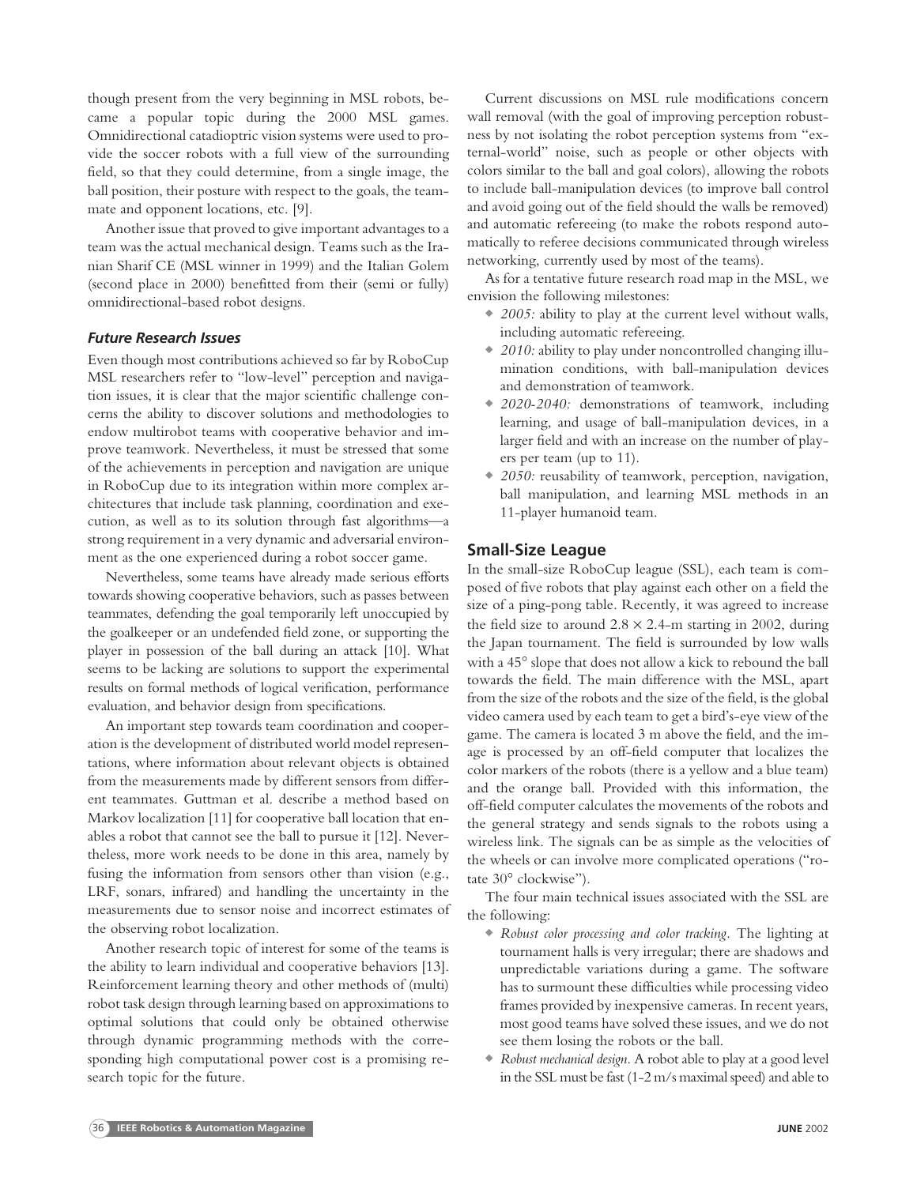though present from the very beginning in MSL robots, became a popular topic during the 2000 MSL games. Omnidirectional catadioptric vision systems were used to provide the soccer robots with a full view of the surrounding field, so that they could determine, from a single image, the ball position, their posture with respect to the goals, the teammate and opponent locations, etc. [9].

Another issue that proved to give important advantages to a team was the actual mechanical design. Teams such as the Iranian Sharif CE (MSL winner in 1999) and the Italian Golem (second place in 2000) benefitted from their (semi or fully) omnidirectional-based robot designs.

### *Future Research Issues*

Even though most contributions achieved so far by RoboCup MSL researchers refer to "low-level" perception and navigation issues, it is clear that the major scientific challenge concerns the ability to discover solutions and methodologies to endow multirobot teams with cooperative behavior and improve teamwork. Nevertheless, it must be stressed that some of the achievements in perception and navigation are unique in RoboCup due to its integration within more complex architectures that include task planning, coordination and execution, as well as to its solution through fast algorithms—a strong requirement in a very dynamic and adversarial environment as the one experienced during a robot soccer game.

Nevertheless, some teams have already made serious efforts towards showing cooperative behaviors, such as passes between teammates, defending the goal temporarily left unoccupied by the goalkeeper or an undefended field zone, or supporting the player in possession of the ball during an attack [10]. What seems to be lacking are solutions to support the experimental results on formal methods of logical verification, performance evaluation, and behavior design from specifications.

An important step towards team coordination and cooperation is the development of distributed world model representations, where information about relevant objects is obtained from the measurements made by different sensors from different teammates. Guttman et al. describe a method based on Markov localization [11] for cooperative ball location that enables a robot that cannot see the ball to pursue it [12]. Nevertheless, more work needs to be done in this area, namely by fusing the information from sensors other than vision (e.g., LRF, sonars, infrared) and handling the uncertainty in the measurements due to sensor noise and incorrect estimates of the observing robot localization.

Another research topic of interest for some of the teams is the ability to learn individual and cooperative behaviors [13]. Reinforcement learning theory and other methods of (multi) robot task design through learning based on approximations to optimal solutions that could only be obtained otherwise through dynamic programming methods with the corresponding high computational power cost is a promising research topic for the future.

Current discussions on MSL rule modifications concern wall removal (with the goal of improving perception robustness by not isolating the robot perception systems from "external-world" noise, such as people or other objects with colors similar to the ball and goal colors), allowing the robots to include ball-manipulation devices (to improve ball control and avoid going out of the field should the walls be removed) and automatic refereeing (to make the robots respond automatically to referee decisions communicated through wireless networking, currently used by most of the teams).

As for a tentative future research road map in the MSL, we envision the following milestones:

- *2005:* ability to play at the current level without walls, including automatic refereeing.
- *2010:* ability to play under noncontrolled changing illumination conditions, with ball-manipulation devices and demonstration of teamwork.
- *2020-2040:* demonstrations of teamwork, including learning, and usage of ball-manipulation devices, in a larger field and with an increase on the number of players per team (up to 11).
- *2050:* reusability of teamwork, perception, navigation, ball manipulation, and learning MSL methods in an 11-player humanoid team.

## Small-Size League

In the small-size RoboCup league (SSL), each team is composed of five robots that play against each other on a field the size of a ping-pong table. Recently, it was agreed to increase the field size to around $2.8 \times 2.4$-m starting in 2002, during the Japan tournament. The field is surrounded by low walls with a 45° slope that does not allow a kick to rebound the ball towards the field. The main difference with the MSL, apart from the size of the robots and the size of the field, is the global video camera used by each team to get a bird's-eye view of the game. The camera is located 3 m above the field, and the image is processed by an off-field computer that localizes the color markers of the robots (there is a yellow and a blue team) and the orange ball. Provided with this information, the off-field computer calculates the movements of the robots and the general strategy and sends signals to the robots using a wireless link. The signals can be as simple as the velocities of the wheels or can involve more complicated operations ("rotate 30° clockwise").

The four main technical issues associated with the SSL are the following:

- *Robust color processing and color tracking.* The lighting at tournament halls is very irregular; there are shadows and unpredictable variations during a game. The software has to surmount these difficulties while processing video frames provided by inexpensive cameras. In recent years, most good teams have solved these issues, and we do not see them losing the robots or the ball.
- *Robust mechanical design.* A robot able to play at a good level in the SSL must be fast (1-2 m/s maximal speed) and able to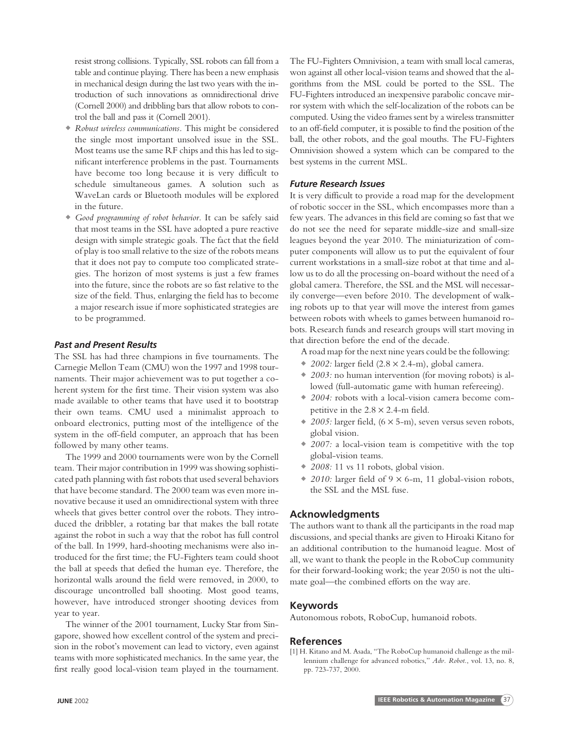resist strong collisions. Typically, SSL robots can fall from a table and continue playing. There has been a new emphasis in mechanical design during the last two years with the introduction of such innovations as omnidirectional drive (Cornell 2000) and dribbling bars that allow robots to control the ball and pass it (Cornell 2001).

- *Robust wireless communications.* This might be considered the single most important unsolved issue in the SSL. Most teams use the same RF chips and this has led to significant interference problems in the past. Tournaments have become too long because it is very difficult to schedule simultaneous games. A solution such as WaveLan cards or Bluetooth modules will be explored in the future.
- *Good programming of robot behavior.* It can be safely said that most teams in the SSL have adopted a pure reactive design with simple strategic goals. The fact that the field of play is too small relative to the size of the robots means that it does not pay to compute too complicated strategies. The horizon of most systems is just a few frames into the future, since the robots are so fast relative to the size of the field. Thus, enlarging the field has to become a major research issue if more sophisticated strategies are to be programmed.

### Past and Present Results

The SSL has had three champions in five tournaments. The Carnegie Mellon Team (CMU) won the 1997 and 1998 tournaments. Their major achievement was to put together a coherent system for the first time. Their vision system was also made available to other teams that have used it to bootstrap their own teams. CMU used a minimalist approach to onboard electronics, putting most of the intelligence of the system in the off-field computer, an approach that has been followed by many other teams.

The 1999 and 2000 tournaments were won by the Cornell team. Their major contribution in 1999 was showing sophisticated path planning with fast robots that used several behaviors that have become standard. The 2000 team was even more innovative because it used an omnidirectional system with three wheels that gives better control over the robots. They introduced the dribbler, a rotating bar that makes the ball rotate against the robot in such a way that the robot has full control of the ball. In 1999, hard-shooting mechanisms were also introduced for the first time; the FU-Fighters team could shoot the ball at speeds that defied the human eye. Therefore, the horizontal walls around the field were removed, in 2000, to discourage uncontrolled ball shooting. Most good teams, however, have introduced stronger shooting devices from year to year.

The winner of the 2001 tournament, Lucky Star from Singapore, showed how excellent control of the system and precision in the robot's movement can lead to victory, even against teams with more sophisticated mechanics. In the same year, the first really good local-vision team played in the tournament. The FU-Fighters Omnivision, a team with small local cameras, won against all other local-vision teams and showed that the algorithms from the MSL could be ported to the SSL. The FU-Fighters introduced an inexpensive parabolic concave mirror system with which the self-localization of the robots can be computed. Using the video frames sent by a wireless transmitter to an off-field computer, it is possible to find the position of the ball, the other robots, and the goal mouths. The FU-Fighters Omnivision showed a system which can be compared to the best systems in the current MSL.

### Future Research Issues

It is very difficult to provide a road map for the development of robotic soccer in the SSL, which encompasses more than a few years. The advances in this field are coming so fast that we do not see the need for separate middle-size and small-size leagues beyond the year 2010. The miniaturization of computer components will allow us to put the equivalent of four current workstations in a small-size robot at that time and allow us to do all the processing on-board without the need of a global camera. Therefore, the SSL and the MSL will necessarily converge—even before 2010. The development of walking robots up to that year will move the interest from games between robots with wheels to games between humanoid robots. Research funds and research groups will start moving in that direction before the end of the decade.

A road map for the next nine years could be the following:

- *2002:* larger field ($2.8 \times 2.4$-m), global camera.
- *2003:* no human intervention (for moving robots) is allowed (full-automatic game with human refereeing).
- *2004:* robots with a local-vision camera become competitive in the $2.8 \times 2.4$-m field.
- *2005:* larger field, ($6 \times 5$-m), seven versus seven robots, global vision.
- *2007:* a local-vision team is competitive with the top global-vision teams.
- *2008:* 11 vs 11 robots, global vision.
- *2010:* larger field of $9 \times 6$-m, 11 global-vision robots, the SSL and the MSL fuse.

## Acknowledgments

The authors want to thank all the participants in the road map discussions, and special thanks are given to Hiroaki Kitano for an additional contribution to the humanoid league. Most of all, we want to thank the people in the RoboCup community for their forward-looking work; the year 2050 is not the ultimate goal—the combined efforts on the way are.

## Keywords

Autonomous robots, RoboCup, humanoid robots.

## References

[1] H. Kitano and M. Asada, "The RoboCup humanoid challenge as the millennium challenge for advanced robotics," *Adv. Robot.*, vol. 13, no. 8, pp. 723-737, 2000.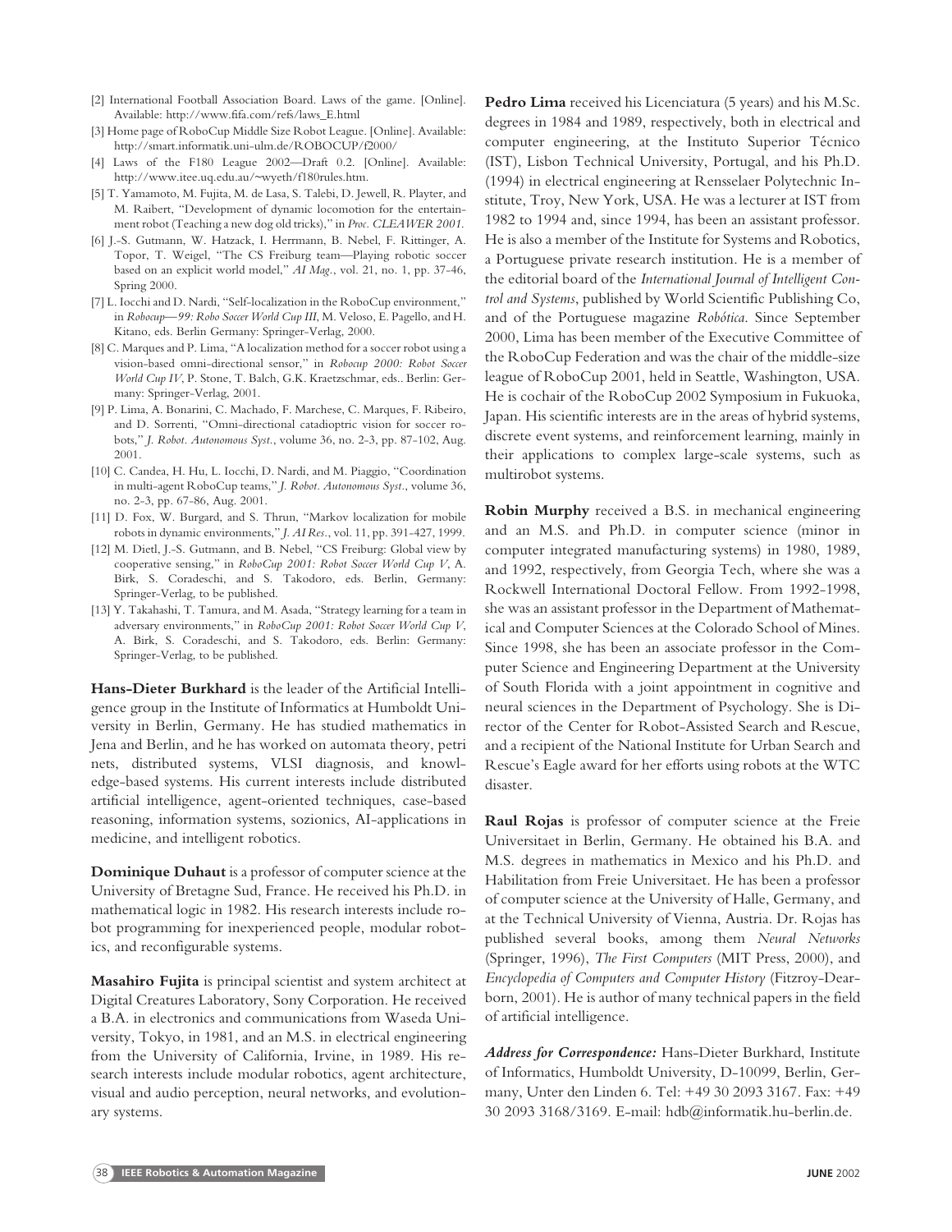[2] International Football Association Board. Laws of the game. [Online]. Available: http://www.fifa.com/refs/laws_E.html

[3] Home page of RoboCup Middle Size Robot League. [Online]. Available: http://smart.informatik.uni-ulm.de/ROBOCUP/f2000/

[4] Laws of the F180 League 2002—Draft 0.2. [Online]. Available: http://www.itee.uq.edu.au/~wyeth/f180rules.htm.

[5] T. Yamamoto, M. Fujita, M. de Lasa, S. Talebi, D. Jewell, R. Playter, and M. Raibert, "Development of dynamic locomotion for the entertainment robot (Teaching a new dog old tricks)," in *Proc. CLEAWER 2001.*

[6] J.-S. Gutmann, W. Hatzack, I. Herrmann, B. Nebel, F. Rittinger, A. Topor, T. Weigel, "The CS Freiburg team—Playing robotic soccer based on an explicit world model," *AI Mag.*, vol. 21, no. 1, pp. 37-46, Spring 2000.

[7] L. Iocchi and D. Nardi, "Self-localization in the RoboCup environment," in *Robocup—99: Robo Soccer World Cup III*, M. Veloso, E. Pagello, and H. Kitano, eds. Berlin Germany: Springer-Verlag, 2000.

[8] C. Marques and P. Lima, "A localization method for a soccer robot using a vision-based omni-directional sensor," in *Robocup 2000: Robot Soccer World Cup IV*, P. Stone, T. Balch, G.K. Kraetzschmar, eds.. Berlin: Germany: Springer-Verlag, 2001.

[9] P. Lima, A. Bonarini, C. Machado, F. Marchese, C. Marques, F. Ribeiro, and D. Sorrenti, "Omni-directional catadioptric vision for soccer robots," *J. Robot. Autonomous Syst.*, volume 36, no. 2-3, pp. 87-102, Aug. 2001.

[10] C. Candea, H. Hu, L. Iocchi, D. Nardi, and M. Piaggio, "Coordination in multi-agent RoboCup teams," *J. Robot. Autonomous Syst.*, volume 36, no. 2-3, pp. 67-86, Aug. 2001.

[11] D. Fox, W. Burgard, and S. Thrun, "Markov localization for mobile robots in dynamic environments," *J. AI Res.*, vol. 11, pp. 391-427, 1999.

[12] M. Dietl, J.-S. Gutmann, and B. Nebel, "CS Freiburg: Global view by cooperative sensing," in *RoboCup 2001: Robot Soccer World Cup V*, A. Birk, S. Coradeschi, and S. Takodoro, eds. Berlin, Germany: Springer-Verlag, to be published.

[13] Y. Takahashi, T. Tamura, and M. Asada, "Strategy learning for a team in adversary environments," in *RoboCup 2001: Robot Soccer World Cup V*, A. Birk, S. Coradeschi, and S. Takodoro, eds. Berlin: Germany: Springer-Verlag, to be published.

**Hans-Dieter Burkhard** is the leader of the Artificial Intelligence group in the Institute of Informatics at Humboldt University in Berlin, Germany. He has studied mathematics in Jena and Berlin, and he has worked on automata theory, petri nets, distributed systems, VLSI diagnosis, and knowledge-based systems. His current interests include distributed artificial intelligence, agent-oriented techniques, case-based reasoning, information systems, sozionics, AI-applications in medicine, and intelligent robotics.

**Dominique Duhaut** is a professor of computer science at the University of Bretagne Sud, France. He received his Ph.D. in mathematical logic in 1982. His research interests include robot programming for inexperienced people, modular robotics, and reconfigurable systems.

**Masahiro Fujita** is principal scientist and system architect at Digital Creatures Laboratory, Sony Corporation. He received a B.A. in electronics and communications from Waseda University, Tokyo, in 1981, and an M.S. in electrical engineering from the University of California, Irvine, in 1989. His research interests include modular robotics, agent architecture, visual and audio perception, neural networks, and evolutionary systems.

**Pedro Lima** received his Licenciatura (5 years) and his M.Sc. degrees in 1984 and 1989, respectively, both in electrical and computer engineering, at the Instituto Superior Técnico (IST), Lisbon Technical University, Portugal, and his Ph.D. (1994) in electrical engineering at Rensselaer Polytechnic Institute, Troy, New York, USA. He was a lecturer at IST from 1982 to 1994 and, since 1994, has been an assistant professor. He is also a member of the Institute for Systems and Robotics, a Portuguese private research institution. He is a member of the editorial board of the *International Journal of Intelligent Control and Systems*, published by World Scientific Publishing Co, and of the Portuguese magazine *Robótica*. Since September 2000, Lima has been member of the Executive Committee of the RoboCup Federation and was the chair of the middle-size league of RoboCup 2001, held in Seattle, Washington, USA. He is cochair of the RoboCup 2002 Symposium in Fukuoka, Japan. His scientific interests are in the areas of hybrid systems, discrete event systems, and reinforcement learning, mainly in their applications to complex large-scale systems, such as multirobot systems.

**Robin Murphy** received a B.S. in mechanical engineering and an M.S. and Ph.D. in computer science (minor in computer integrated manufacturing systems) in 1980, 1989, and 1992, respectively, from Georgia Tech, where she was a Rockwell International Doctoral Fellow. From 1992-1998, she was an assistant professor in the Department of Mathematical and Computer Sciences at the Colorado School of Mines. Since 1998, she has been an associate professor in the Computer Science and Engineering Department at the University of South Florida with a joint appointment in cognitive and neural sciences in the Department of Psychology. She is Director of the Center for Robot-Assisted Search and Rescue, and a recipient of the National Institute for Urban Search and Rescue's Eagle award for her efforts using robots at the WTC disaster.

**Raul Rojas** is professor of computer science at the Freie Universitaet in Berlin, Germany. He obtained his B.A. and M.S. degrees in mathematics in Mexico and his Ph.D. and Habilitation from Freie Universitaet. He has been a professor of computer science at the University of Halle, Germany, and at the Technical University of Vienna, Austria. Dr. Rojas has published several books, among them *Neural Networks* (Springer, 1996), *The First Computers* (MIT Press, 2000), and *Encyclopedia of Computers and Computer History* (Fitzroy-Dearborn, 2001). He is author of many technical papers in the field of artificial intelligence.

***Address for Correspondence:*** Hans-Dieter Burkhard, Institute of Informatics, Humboldt University, D-10099, Berlin, Germany, Unter den Linden 6. Tel: +49 30 2093 3167. Fax: +49 30 2093 3168/3169. E-mail: hdb@informatik.hu-berlin.de.